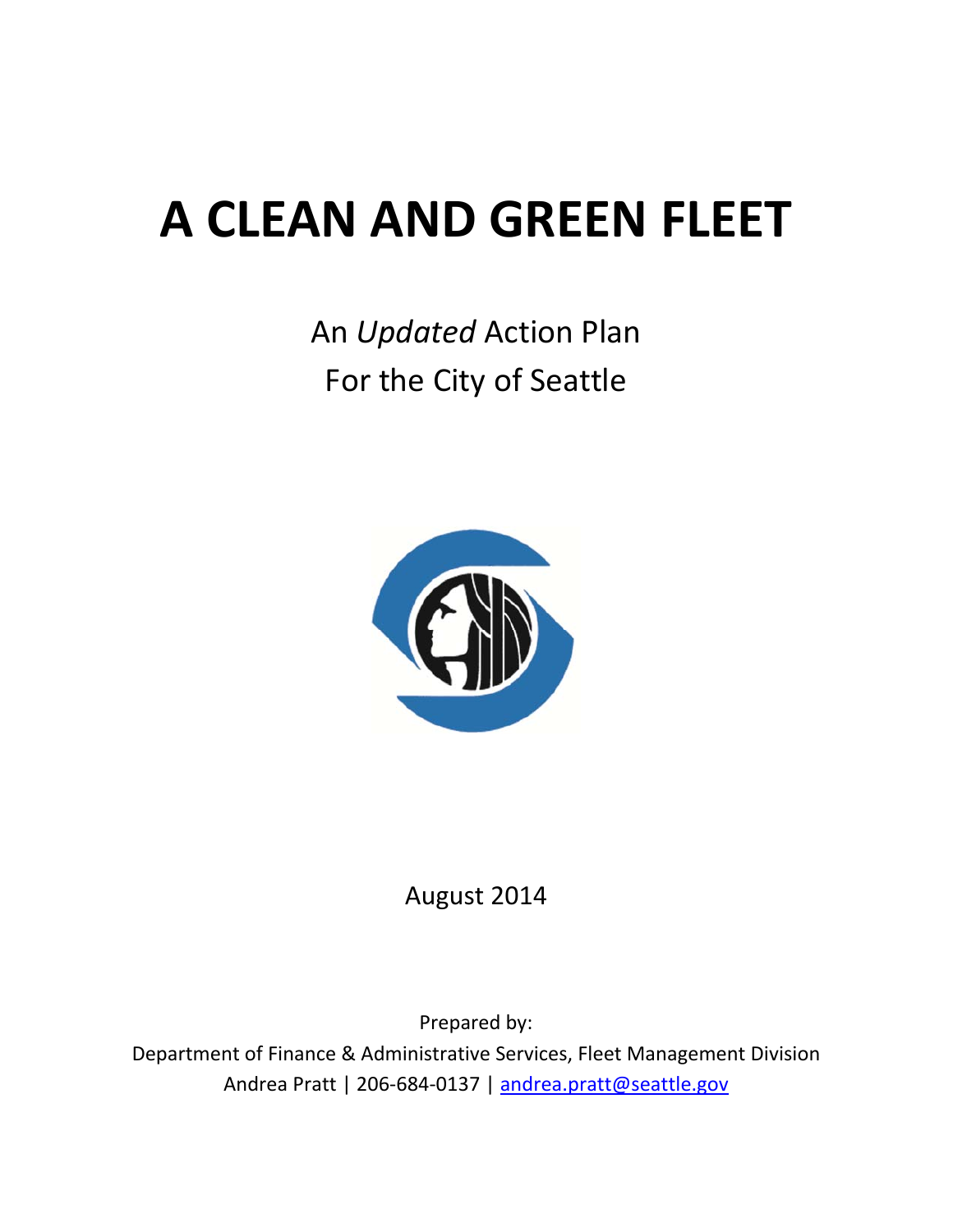# A CLEAN AND GREEN FLEET

An *Updated* Action Plan
For the City of Seattle

August 2014

Prepared by:
Department of Finance & Administrative Services, Fleet Management Division
Andrea Pratt | 206-684-0137 | andrea.pratt@seattle.gov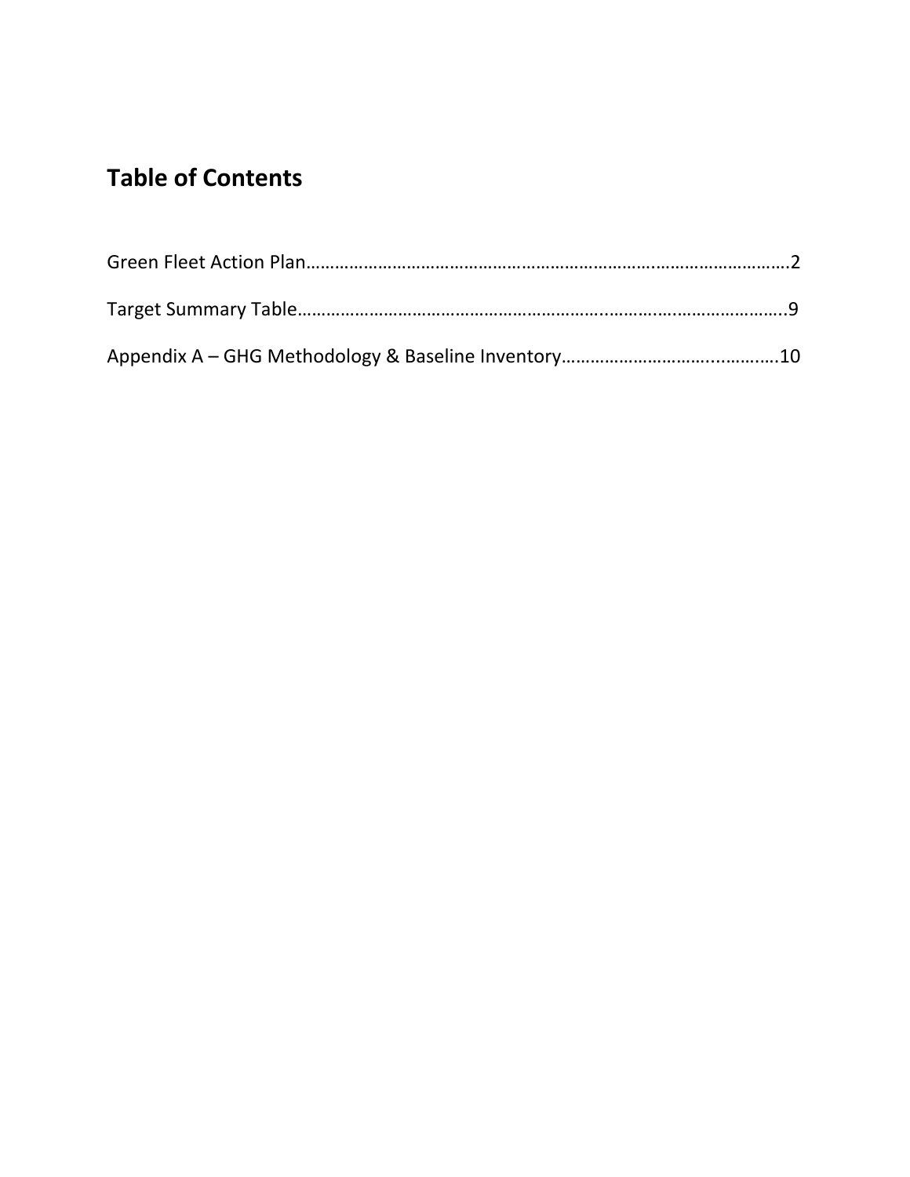## Table of Contents

Green Fleet Action Plan…………………………………………………………………………………………2

Target Summary Table…………………………………………………………………………………………9

Appendix A – GHG Methodology & Baseline Inventory…………………………………………10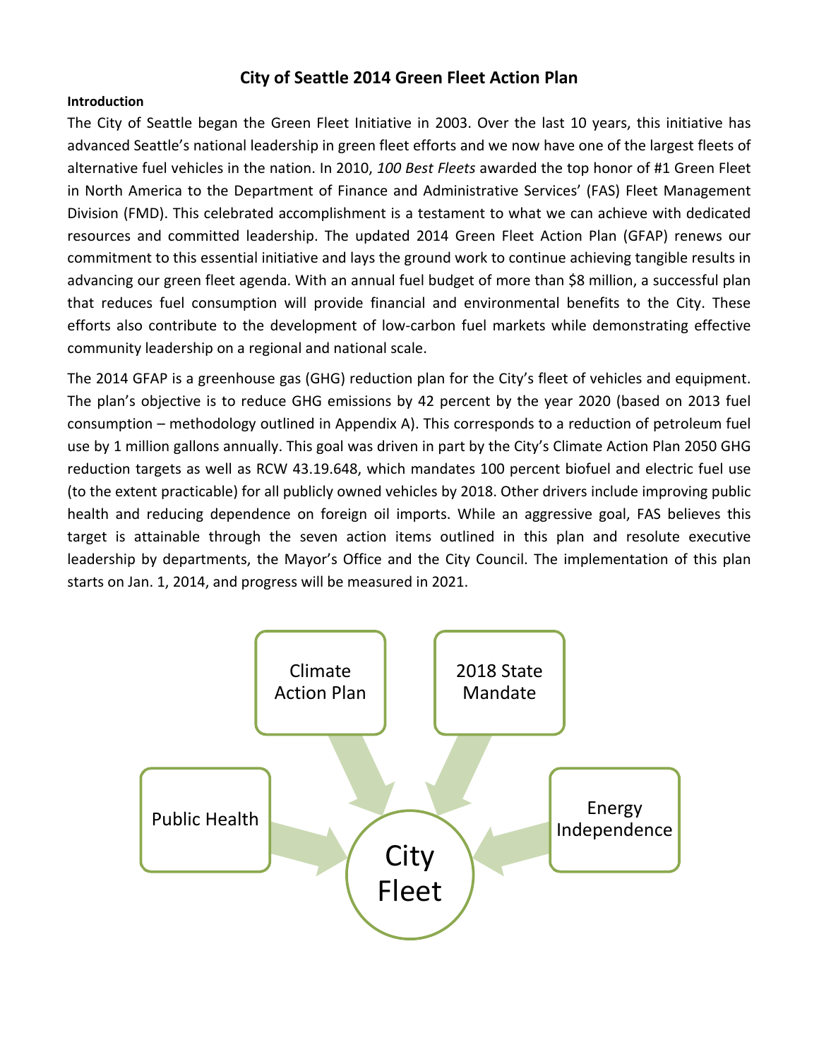# City of Seattle 2014 Green Fleet Action Plan

**Introduction**

The City of Seattle began the Green Fleet Initiative in 2003. Over the last 10 years, this initiative has advanced Seattle's national leadership in green fleet efforts and we now have one of the largest fleets of alternative fuel vehicles in the nation. In 2010, *100 Best Fleets* awarded the top honor of #1 Green Fleet in North America to the Department of Finance and Administrative Services' (FAS) Fleet Management Division (FMD). This celebrated accomplishment is a testament to what we can achieve with dedicated resources and committed leadership. The updated 2014 Green Fleet Action Plan (GFAP) renews our commitment to this essential initiative and lays the ground work to continue achieving tangible results in advancing our green fleet agenda. With an annual fuel budget of more than $8 million, a successful plan that reduces fuel consumption will provide financial and environmental benefits to the City. These efforts also contribute to the development of low-carbon fuel markets while demonstrating effective community leadership on a regional and national scale.

The 2014 GFAP is a greenhouse gas (GHG) reduction plan for the City's fleet of vehicles and equipment. The plan's objective is to reduce GHG emissions by 42 percent by the year 2020 (based on 2013 fuel consumption – methodology outlined in Appendix A). This corresponds to a reduction of petroleum fuel use by 1 million gallons annually. This goal was driven in part by the City's Climate Action Plan 2050 GHG reduction targets as well as RCW 43.19.648, which mandates 100 percent biofuel and electric fuel use (to the extent practicable) for all publicly owned vehicles by 2018. Other drivers include improving public health and reducing dependence on foreign oil imports. While an aggressive goal, FAS believes this target is attainable through the seven action items outlined in this plan and resolute executive leadership by departments, the Mayor's Office and the City Council. The implementation of this plan starts on Jan. 1, 2014, and progress will be measured in 2021.

Climate Action Plan

2018 State Mandate

Public Health

Energy Independence

City Fleet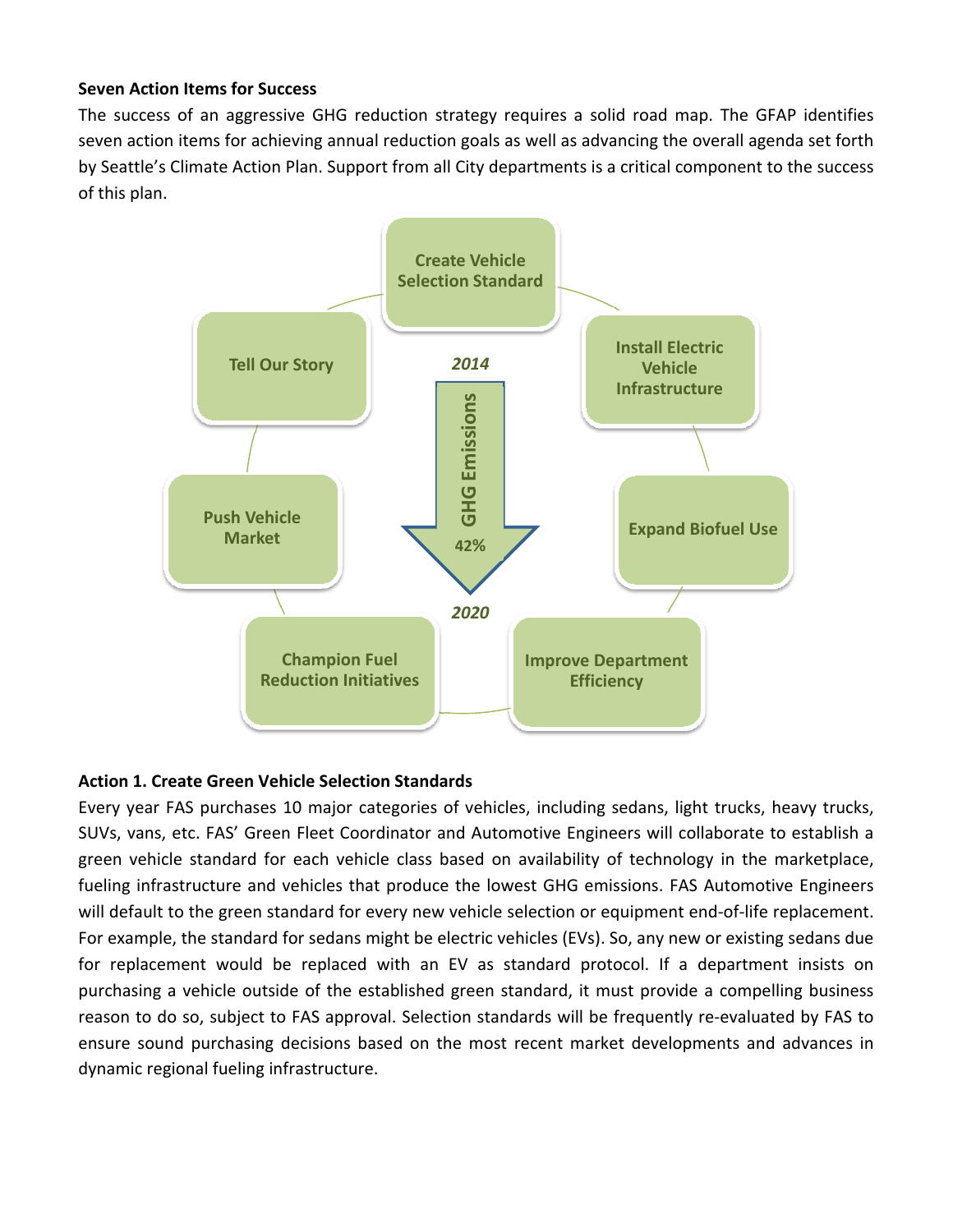**Seven Action Items for Success**

The success of an aggressive GHG reduction strategy requires a solid road map. The GFAP identifies seven action items for achieving annual reduction goals as well as advancing the overall agenda set forth by Seattle's Climate Action Plan. Support from all City departments is a critical component to the success of this plan.

Create Vehicle Selection Standard

Install Electric Vehicle Infrastructure

Expand Biofuel Use

Improve Department Efficiency

Champion Fuel Reduction Initiatives

Push Vehicle Market

Tell Our Story

*2014*

GHG Emissions

42%

*2020*

**Action 1. Create Green Vehicle Selection Standards**

Every year FAS purchases 10 major categories of vehicles, including sedans, light trucks, heavy trucks, SUVs, vans, etc. FAS' Green Fleet Coordinator and Automotive Engineers will collaborate to establish a green vehicle standard for each vehicle class based on availability of technology in the marketplace, fueling infrastructure and vehicles that produce the lowest GHG emissions. FAS Automotive Engineers will default to the green standard for every new vehicle selection or equipment end-of-life replacement. For example, the standard for sedans might be electric vehicles (EVs). So, any new or existing sedans due for replacement would be replaced with an EV as standard protocol. If a department insists on purchasing a vehicle outside of the established green standard, it must provide a compelling business reason to do so, subject to FAS approval. Selection standards will be frequently re-evaluated by FAS to ensure sound purchasing decisions based on the most recent market developments and advances in dynamic regional fueling infrastructure.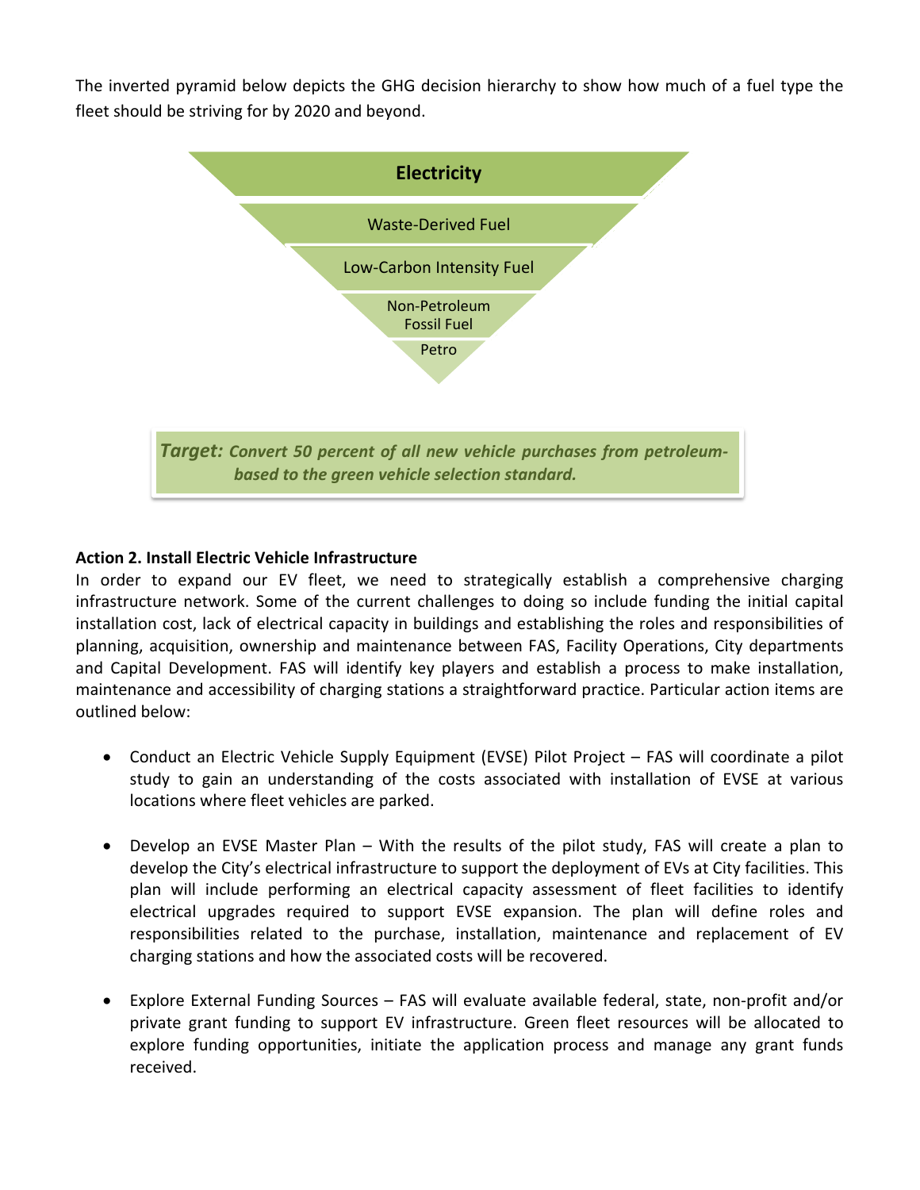The inverted pyramid below depicts the GHG decision hierarchy to show how much of a fuel type the fleet should be striving for by 2020 and beyond.

**Electricity**

Waste-Derived Fuel

Low-Carbon Intensity Fuel

Non-Petroleum Fossil Fuel

Petro

***Target:*** ***Convert 50 percent of all new vehicle purchases from petroleum-based to the green vehicle selection standard.***

**Action 2. Install Electric Vehicle Infrastructure**

In order to expand our EV fleet, we need to strategically establish a comprehensive charging infrastructure network. Some of the current challenges to doing so include funding the initial capital installation cost, lack of electrical capacity in buildings and establishing the roles and responsibilities of planning, acquisition, ownership and maintenance between FAS, Facility Operations, City departments and Capital Development. FAS will identify key players and establish a process to make installation, maintenance and accessibility of charging stations a straightforward practice. Particular action items are outlined below:

- Conduct an Electric Vehicle Supply Equipment (EVSE) Pilot Project – FAS will coordinate a pilot study to gain an understanding of the costs associated with installation of EVSE at various locations where fleet vehicles are parked.

- Develop an EVSE Master Plan – With the results of the pilot study, FAS will create a plan to develop the City's electrical infrastructure to support the deployment of EVs at City facilities. This plan will include performing an electrical capacity assessment of fleet facilities to identify electrical upgrades required to support EVSE expansion. The plan will define roles and responsibilities related to the purchase, installation, maintenance and replacement of EV charging stations and how the associated costs will be recovered.

- Explore External Funding Sources – FAS will evaluate available federal, state, non-profit and/or private grant funding to support EV infrastructure. Green fleet resources will be allocated to explore funding opportunities, initiate the application process and manage any grant funds received.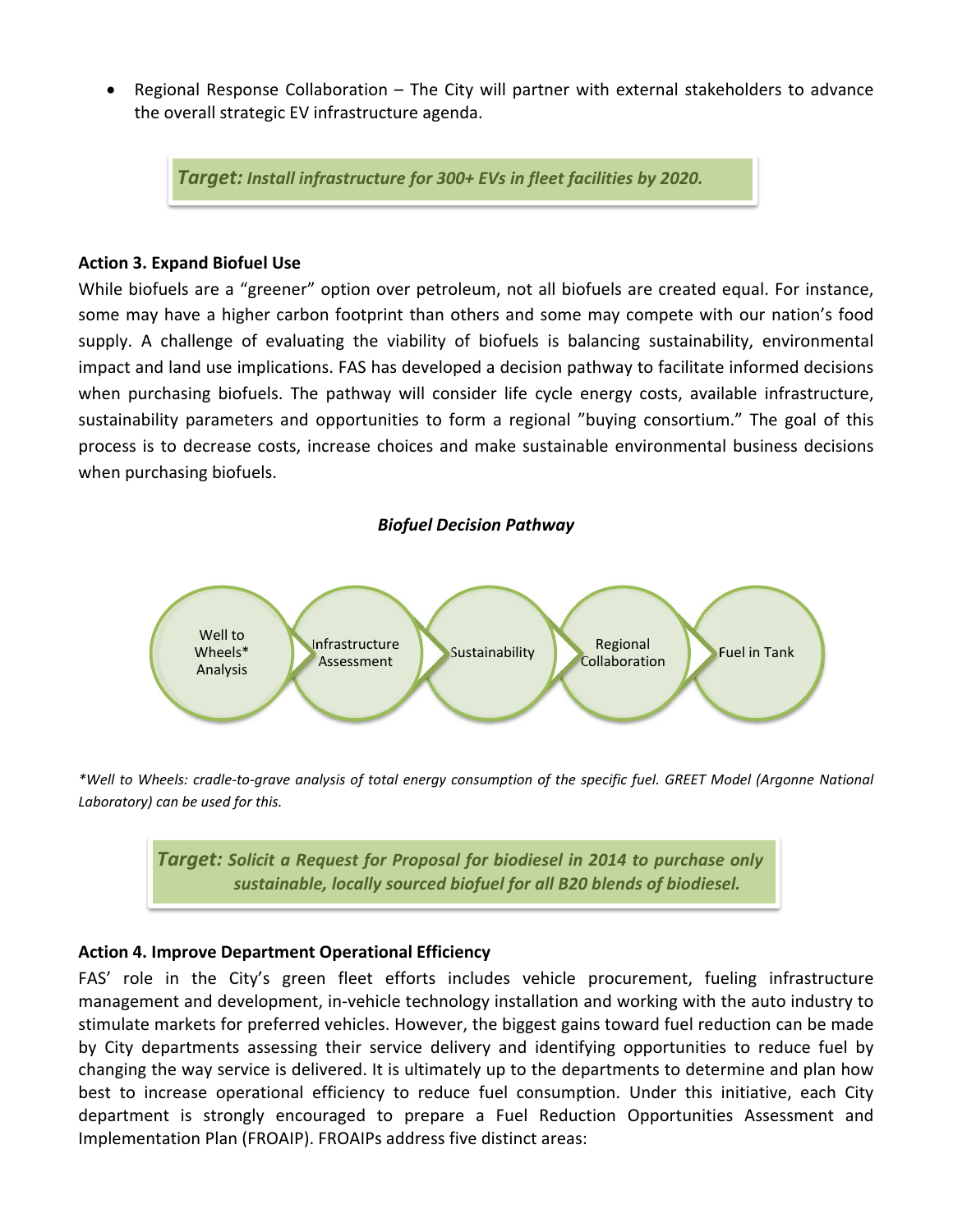- Regional Response Collaboration – The City will partner with external stakeholders to advance the overall strategic EV infrastructure agenda.

> ***Target:*** ***Install infrastructure for 300+ EVs in fleet facilities by 2020.***

**Action 3. Expand Biofuel Use**

While biofuels are a "greener" option over petroleum, not all biofuels are created equal. For instance, some may have a higher carbon footprint than others and some may compete with our nation's food supply. A challenge of evaluating the viability of biofuels is balancing sustainability, environmental impact and land use implications. FAS has developed a decision pathway to facilitate informed decisions when purchasing biofuels. The pathway will consider life cycle energy costs, available infrastructure, sustainability parameters and opportunities to form a regional "buying consortium." The goal of this process is to decrease costs, increase choices and make sustainable environmental business decisions when purchasing biofuels.

***Biofuel Decision Pathway***

Well to Wheels* Analysis → Infrastructure Assessment → Sustainability → Regional Collaboration → Fuel in Tank

**Well to Wheels: cradle-to-grave analysis of total energy consumption of the specific fuel. GREET Model (Argonne National Laboratory) can be used for this.*

> ***Target:*** ***Solicit a Request for Proposal for biodiesel in 2014 to purchase only sustainable, locally sourced biofuel for all B20 blends of biodiesel.***

**Action 4. Improve Department Operational Efficiency**

FAS' role in the City's green fleet efforts includes vehicle procurement, fueling infrastructure management and development, in-vehicle technology installation and working with the auto industry to stimulate markets for preferred vehicles. However, the biggest gains toward fuel reduction can be made by City departments assessing their service delivery and identifying opportunities to reduce fuel by changing the way service is delivered. It is ultimately up to the departments to determine and plan how best to increase operational efficiency to reduce fuel consumption. Under this initiative, each City department is strongly encouraged to prepare a Fuel Reduction Opportunities Assessment and Implementation Plan (FROAIP). FROAIPs address five distinct areas: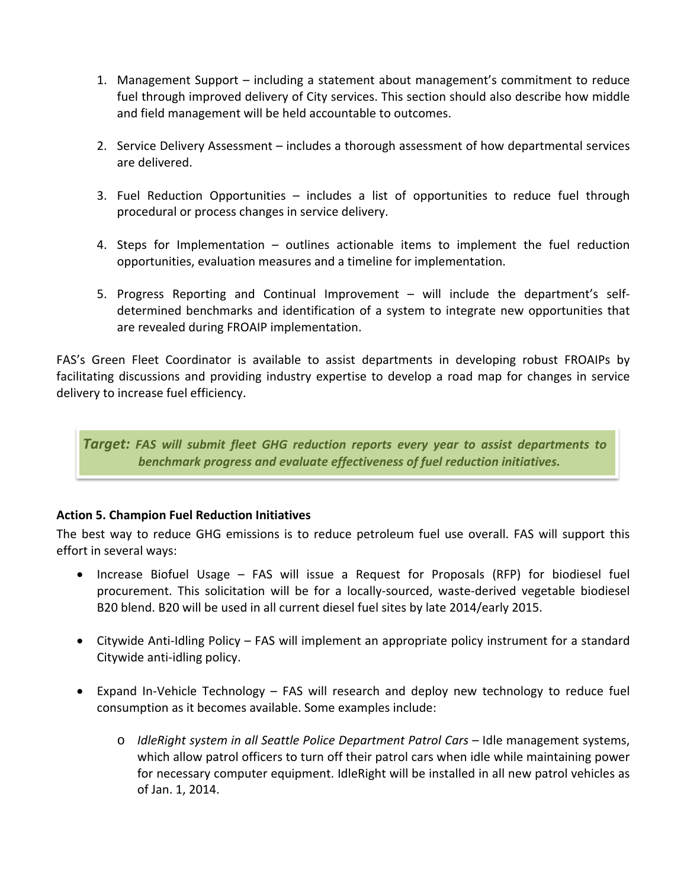1. Management Support – including a statement about management's commitment to reduce fuel through improved delivery of City services. This section should also describe how middle and field management will be held accountable to outcomes.

2. Service Delivery Assessment – includes a thorough assessment of how departmental services are delivered.

3. Fuel Reduction Opportunities – includes a list of opportunities to reduce fuel through procedural or process changes in service delivery.

4. Steps for Implementation – outlines actionable items to implement the fuel reduction opportunities, evaluation measures and a timeline for implementation.

5. Progress Reporting and Continual Improvement – will include the department's self-determined benchmarks and identification of a system to integrate new opportunities that are revealed during FROAIP implementation.

FAS's Green Fleet Coordinator is available to assist departments in developing robust FROAIPs by facilitating discussions and providing industry expertise to develop a road map for changes in service delivery to increase fuel efficiency.

> ***Target:*** ***FAS will submit fleet GHG reduction reports every year to assist departments to benchmark progress and evaluate effectiveness of fuel reduction initiatives.***

**Action 5. Champion Fuel Reduction Initiatives**

The best way to reduce GHG emissions is to reduce petroleum fuel use overall. FAS will support this effort in several ways:

- Increase Biofuel Usage – FAS will issue a Request for Proposals (RFP) for biodiesel fuel procurement. This solicitation will be for a locally-sourced, waste-derived vegetable biodiesel B20 blend. B20 will be used in all current diesel fuel sites by late 2014/early 2015.

- Citywide Anti-Idling Policy – FAS will implement an appropriate policy instrument for a standard Citywide anti-idling policy.

- Expand In-Vehicle Technology – FAS will research and deploy new technology to reduce fuel consumption as it becomes available. Some examples include:

  - *IdleRight system in all Seattle Police Department Patrol Cars* – Idle management systems, which allow patrol officers to turn off their patrol cars when idle while maintaining power for necessary computer equipment. IdleRight will be installed in all new patrol vehicles as of Jan. 1, 2014.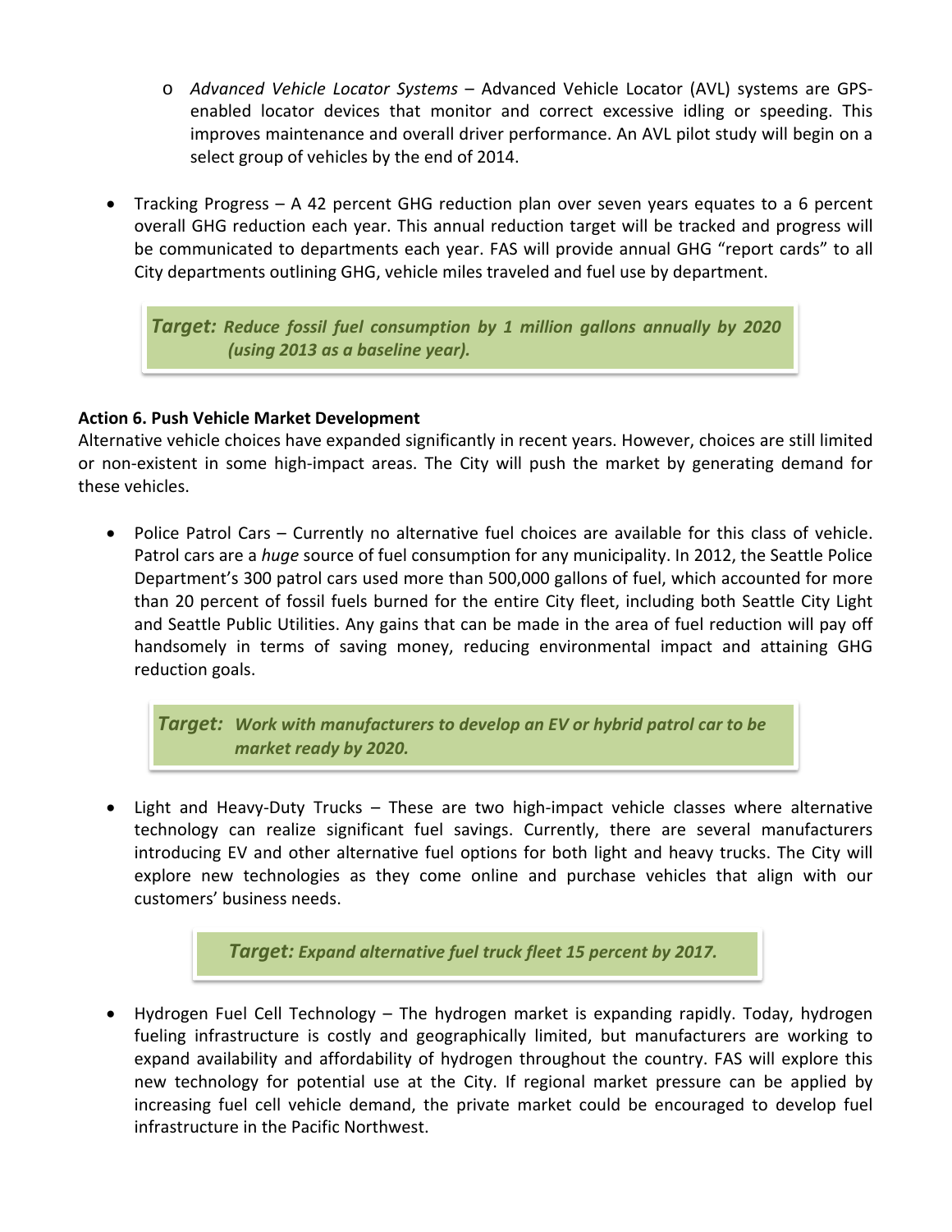- *Advanced Vehicle Locator Systems* – Advanced Vehicle Locator (AVL) systems are GPS-enabled locator devices that monitor and correct excessive idling or speeding. This improves maintenance and overall driver performance. An AVL pilot study will begin on a select group of vehicles by the end of 2014.

- Tracking Progress – A 42 percent GHG reduction plan over seven years equates to a 6 percent overall GHG reduction each year. This annual reduction target will be tracked and progress will be communicated to departments each year. FAS will provide annual GHG "report cards" to all City departments outlining GHG, vehicle miles traveled and fuel use by department.

> ***Target:*** ***Reduce fossil fuel consumption by 1 million gallons annually by 2020 (using 2013 as a baseline year).***

**Action 6. Push Vehicle Market Development**

Alternative vehicle choices have expanded significantly in recent years. However, choices are still limited or non-existent in some high-impact areas. The City will push the market by generating demand for these vehicles.

- Police Patrol Cars – Currently no alternative fuel choices are available for this class of vehicle. Patrol cars are a *huge* source of fuel consumption for any municipality. In 2012, the Seattle Police Department's 300 patrol cars used more than 500,000 gallons of fuel, which accounted for more than 20 percent of fossil fuels burned for the entire City fleet, including both Seattle City Light and Seattle Public Utilities. Any gains that can be made in the area of fuel reduction will pay off handsomely in terms of saving money, reducing environmental impact and attaining GHG reduction goals.

> ***Target:*** ***Work with manufacturers to develop an EV or hybrid patrol car to be market ready by 2020.***

- Light and Heavy-Duty Trucks – These are two high-impact vehicle classes where alternative technology can realize significant fuel savings. Currently, there are several manufacturers introducing EV and other alternative fuel options for both light and heavy trucks. The City will explore new technologies as they come online and purchase vehicles that align with our customers' business needs.

> ***Target:*** ***Expand alternative fuel truck fleet 15 percent by 2017.***

- Hydrogen Fuel Cell Technology – The hydrogen market is expanding rapidly. Today, hydrogen fueling infrastructure is costly and geographically limited, but manufacturers are working to expand availability and affordability of hydrogen throughout the country. FAS will explore this new technology for potential use at the City. If regional market pressure can be applied by increasing fuel cell vehicle demand, the private market could be encouraged to develop fuel infrastructure in the Pacific Northwest.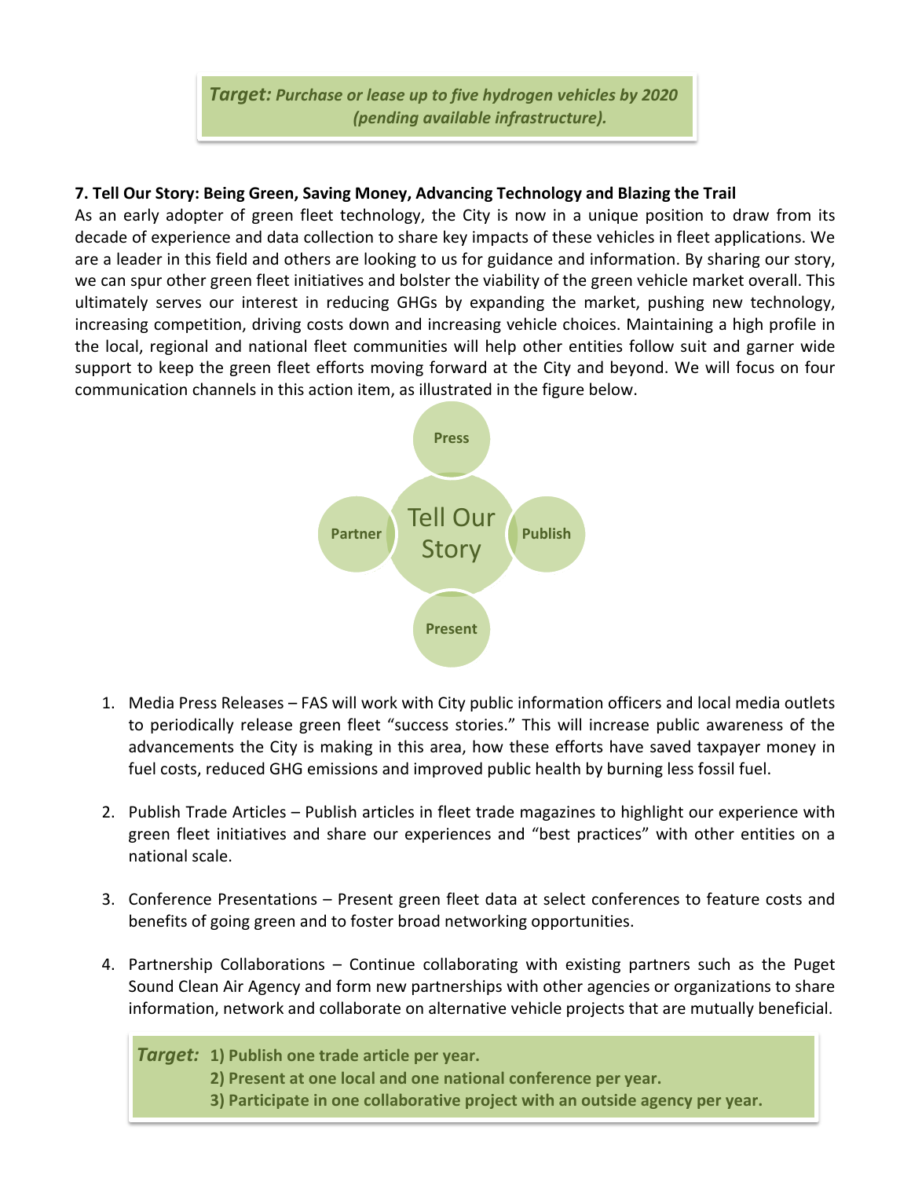***Target:*** ***Purchase or lease up to five hydrogen vehicles by 2020 (pending available infrastructure).***

**7. Tell Our Story: Being Green, Saving Money, Advancing Technology and Blazing the Trail**

As an early adopter of green fleet technology, the City is now in a unique position to draw from its decade of experience and data collection to share key impacts of these vehicles in fleet applications. We are a leader in this field and others are looking to us for guidance and information. By sharing our story, we can spur other green fleet initiatives and bolster the viability of the green vehicle market overall. This ultimately serves our interest in reducing GHGs by expanding the market, pushing new technology, increasing competition, driving costs down and increasing vehicle choices. Maintaining a high profile in the local, regional and national fleet communities will help other entities follow suit and garner wide support to keep the green fleet efforts moving forward at the City and beyond. We will focus on four communication channels in this action item, as illustrated in the figure below.

Tell Our Story: Press, Publish, Present, Partner

1. Media Press Releases – FAS will work with City public information officers and local media outlets to periodically release green fleet "success stories." This will increase public awareness of the advancements the City is making in this area, how these efforts have saved taxpayer money in fuel costs, reduced GHG emissions and improved public health by burning less fossil fuel.

2. Publish Trade Articles – Publish articles in fleet trade magazines to highlight our experience with green fleet initiatives and share our experiences and "best practices" with other entities on a national scale.

3. Conference Presentations – Present green fleet data at select conferences to feature costs and benefits of going green and to foster broad networking opportunities.

4. Partnership Collaborations – Continue collaborating with existing partners such as the Puget Sound Clean Air Agency and form new partnerships with other agencies or organizations to share information, network and collaborate on alternative vehicle projects that are mutually beneficial.

***Target:*** **1) Publish one trade article per year.**
**2) Present at one local and one national conference per year.**
**3) Participate in one collaborative project with an outside agency per year.**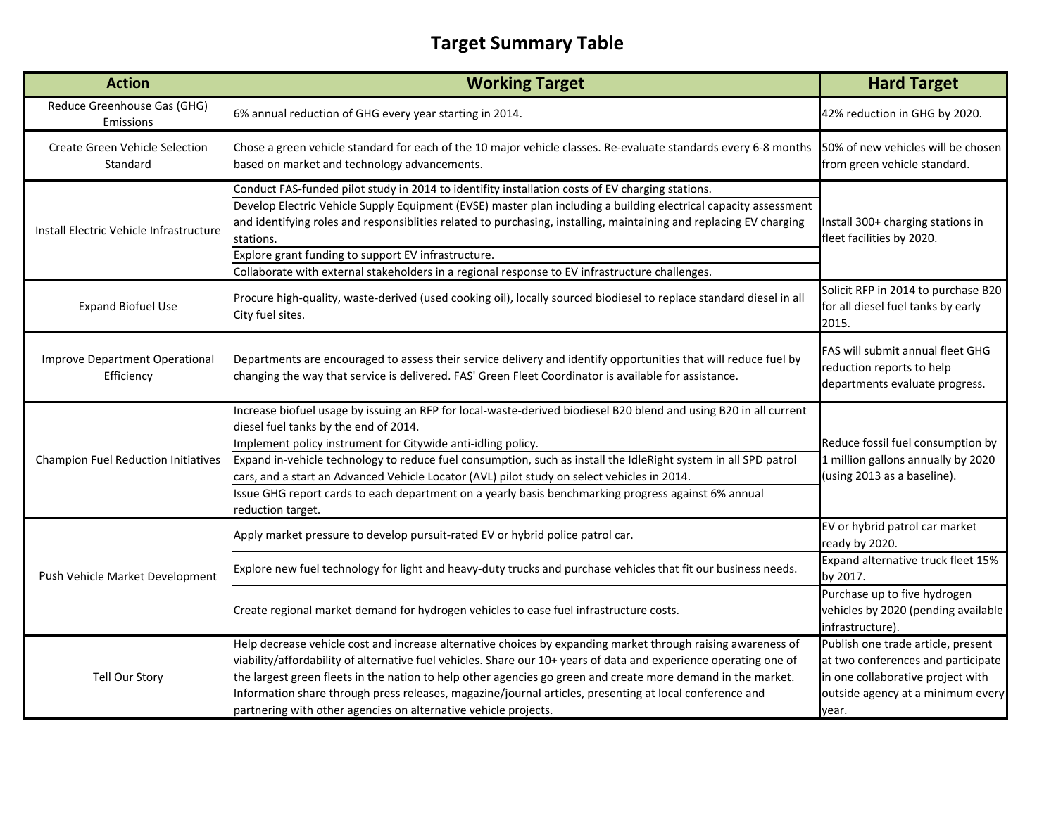# Target Summary Table

| Action | Working Target | Hard Target |
|---|---|---|
| Reduce Greenhouse Gas (GHG) Emissions | 6% annual reduction of GHG every year starting in 2014. | 42% reduction in GHG by 2020. |
| Create Green Vehicle Selection Standard | Chose a green vehicle standard for each of the 10 major vehicle classes. Re-evaluate standards every 6-8 months based on market and technology advancements. | 50% of new vehicles will be chosen from green vehicle standard. |
| Install Electric Vehicle Infrastructure | Conduct FAS-funded pilot study in 2014 to identify installation costs of EV charging stations. | Install 300+ charging stations in fleet facilities by 2020. |
| | Develop Electric Vehicle Supply Equipment (EVSE) master plan including a building electrical capacity assessment and identifying roles and responsiblities related to purchasing, installing, maintaining and replacing EV charging stations. | |
| | Explore grant funding to support EV infrastructure. | |
| | Collaborate with external stakeholders in a regional response to EV infrastructure challenges. | |
| Expand Biofuel Use | Procure high-quality, waste-derived (used cooking oil), locally sourced biodiesel to replace standard diesel in all City fuel sites. | Solicit RFP in 2014 to purchase B20 for all diesel fuel tanks by early 2015. |
| Improve Department Operational Efficiency | Departments are encouraged to assess their service delivery and identify opportunities that will reduce fuel by changing the way that service is delivered. FAS' Green Fleet Coordinator is available for assistance. | FAS will submit annual fleet GHG reduction reports to help departments evaluate progress. |
| Champion Fuel Reduction Initiatives | Increase biofuel usage by issuing an RFP for local-waste-derived biodiesel B20 blend and using B20 in all current diesel fuel tanks by the end of 2014. | Reduce fossil fuel consumption by 1 million gallons annually by 2020 (using 2013 as a baseline). |
| | Implement policy instrument for Citywide anti-idling policy. | |
| | Expand in-vehicle technology to reduce fuel consumption, such as install the IdleRight system in all SPD patrol cars, and a start an Advanced Vehicle Locator (AVL) pilot study on select vehicles in 2014. | |
| | Issue GHG report cards to each department on a yearly basis benchmarking progress against 6% annual reduction target. | |
| Push Vehicle Market Development | Apply market pressure to develop pursuit-rated EV or hybrid police patrol car. | EV or hybrid patrol car market ready by 2020. |
| | Explore new fuel technology for light and heavy-duty trucks and purchase vehicles that fit our business needs. | Expand alternative truck fleet 15% by 2017. |
| | Create regional market demand for hydrogen vehicles to ease fuel infrastructure costs. | Purchase up to five hydrogen vehicles by 2020 (pending available infrastructure). |
| Tell Our Story | Help decrease vehicle cost and increase alternative choices by expanding market through raising awareness of viability/affordability of alternative fuel vehicles. Share our 10+ years of data and experience operating one of the largest green fleets in the nation to help other agencies go green and create more demand in the market. Information share through press releases, magazine/journal articles, presenting at local conference and partnering with other agencies on alternative vehicle projects. | Publish one trade article, present at two conferences and participate in one collaborative project with outside agency at a minimum every year. |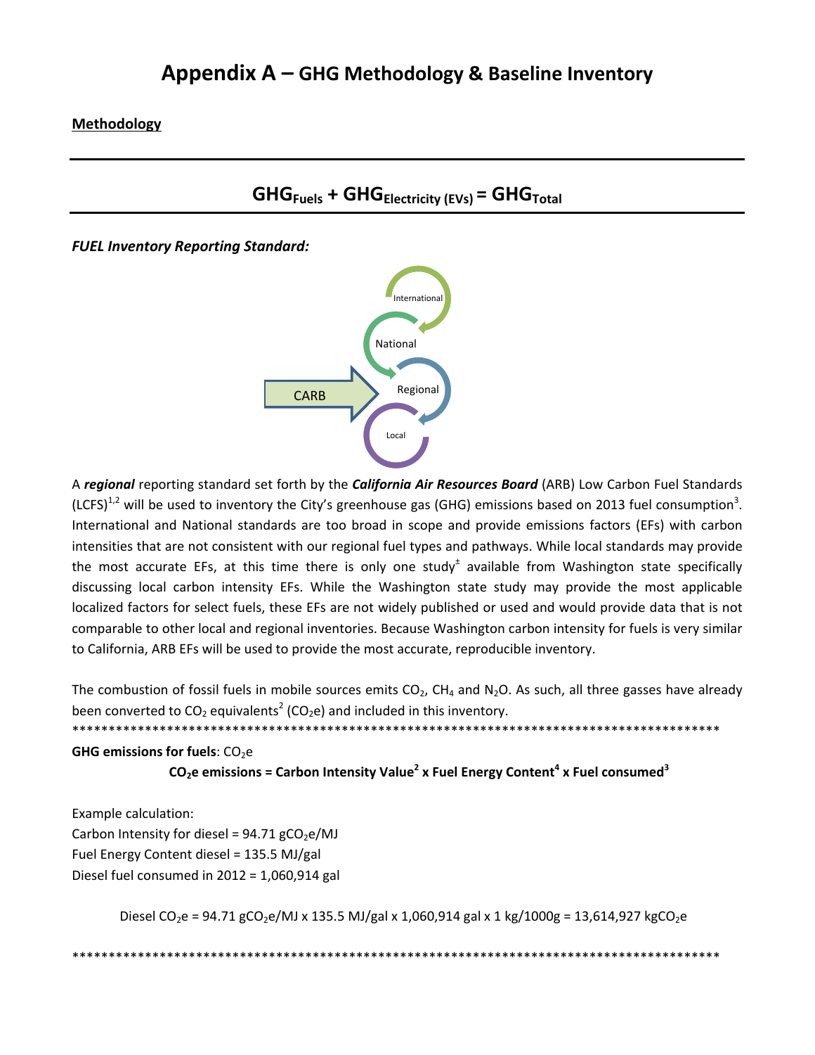# Appendix A – GHG Methodology & Baseline Inventory

**Methodology**

---

$$GHG_{Fuels} + GHG_{Electricity\ (EVs)} = GHG_{Total}$$

---

***FUEL Inventory Reporting Standard:***

International

National

CARB

Regional

Local

A ***regional*** reporting standard set forth by the ***California Air Resources Board*** (ARB) Low Carbon Fuel Standards (LCFS)[1,2] will be used to inventory the City's greenhouse gas (GHG) emissions based on 2013 fuel consumption[3]. International and National standards are too broad in scope and provide emissions factors (EFs) with carbon intensities that are not consistent with our regional fuel types and pathways. While local standards may provide the most accurate EFs, at this time there is only one study[±] available from Washington state specifically discussing local carbon intensity EFs. While the Washington state study may provide the most applicable localized factors for select fuels, these EFs are not widely published or used and would provide data that is not comparable to other local and regional inventories. Because Washington carbon intensity for fuels is very similar to California, ARB EFs will be used to provide the most accurate, reproducible inventory.

The combustion of fossil fuels in mobile sources emits $CO_2$, $CH_4$ and $N_2O$. As such, all three gasses have already been converted to $CO_2$ equivalents[2] ($CO_2e$) and included in this inventory.

*******************************************************************************************

**GHG emissions for fuels**: $CO_2e$

**$CO_2e$ emissions = Carbon Intensity Value[2] x Fuel Energy Content[4] x Fuel consumed[3]**

Example calculation:
Carbon Intensity for diesel = 94.71 $gCO_2e/MJ$
Fuel Energy Content diesel = 135.5 MJ/gal
Diesel fuel consumed in 2012 = 1,060,914 gal

Diesel $CO_2e$ = 94.71 $gCO_2e/MJ$ x 135.5 MJ/gal x 1,060,914 gal x 1 kg/1000g = 13,614,927 $kgCO_2e$

*******************************************************************************************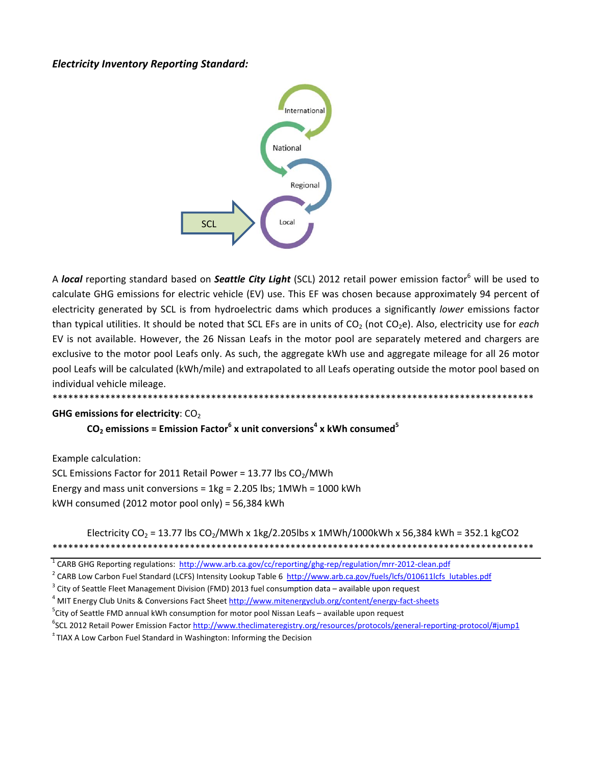***Electricity Inventory Reporting Standard:***

International

National

Regional

Local

SCL

A ***local*** reporting standard based on ***Seattle City Light*** (SCL) 2012 retail power emission factor[6] will be used to calculate GHG emissions for electric vehicle (EV) use. This EF was chosen because approximately 94 percent of electricity generated by SCL is from hydroelectric dams which produces a significantly *lower* emissions factor than typical utilities. It should be noted that SCL EFs are in units of $CO_2$ (not $CO_2e$). Also, electricity use for *each* EV is not available. However, the 26 Nissan Leafs in the motor pool are separately metered and chargers are exclusive to the motor pool Leafs only. As such, the aggregate kWh use and aggregate mileage for all 26 motor pool Leafs will be calculated (kWh/mile) and extrapolated to all Leafs operating outside the motor pool based on individual vehicle mileage.

*******************************************************************************************

**GHG emissions for electricity**: $CO_2$

**$CO_2$ emissions = Emission Factor[6] x unit conversions[4] x kWh consumed[5]**

Example calculation:

SCL Emissions Factor for 2011 Retail Power = 13.77 lbs $CO_2$/MWh

Energy and mass unit conversions = 1kg = 2.205 lbs; 1MWh = 1000 kWh

kWH consumed (2012 motor pool only) = 56,384 kWh

Electricity $CO_2$ = 13.77 lbs $CO_2$/MWh x 1kg/2.205lbs x 1MWh/1000kWh x 56,384 kWh = 352.1 kgCO2

*******************************************************************************************

[1] CARB GHG Reporting regulations: http://www.arb.ca.gov/cc/reporting/ghg-rep/regulation/mrr-2012-clean.pdf

[2] CARB Low Carbon Fuel Standard (LCFS) Intensity Lookup Table 6 http://www.arb.ca.gov/fuels/lcfs/010611lcfs_lutables.pdf

[3] City of Seattle Fleet Management Division (FMD) 2013 fuel consumption data – available upon request

[4] MIT Energy Club Units & Conversions Fact Sheet http://www.mitenergyclub.org/content/energy-fact-sheets

[5] City of Seattle FMD annual kWh consumption for motor pool Nissan Leafs – available upon request

[6] SCL 2012 Retail Power Emission Factor http://www.theclimateregistry.org/resources/protocols/general-reporting-protocol/#jump1

[±] TIAX A Low Carbon Fuel Standard in Washington: Informing the Decision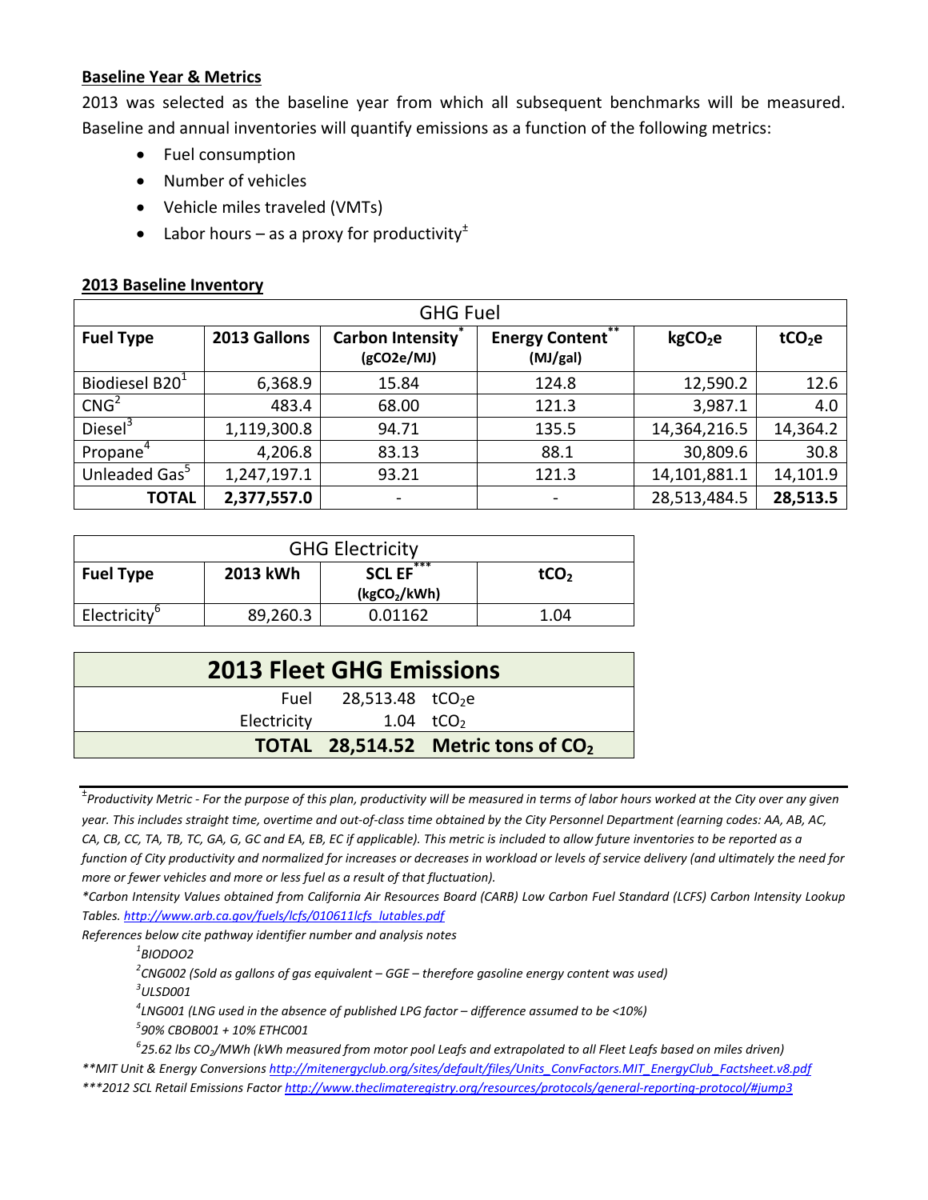## Baseline Year & Metrics

2013 was selected as the baseline year from which all subsequent benchmarks will be measured. Baseline and annual inventories will quantify emissions as a function of the following metrics:

- Fuel consumption
- Number of vehicles
- Vehicle miles traveled (VMTs)
- Labor hours – as a proxy for productivity[±]

## 2013 Baseline Inventory

| GHG Fuel | | | | | |
|---|---|---|---|---|---|
| **Fuel Type** | **2013 Gallons** | **Carbon Intensity*** **(gCO2e/MJ)** | **Energy Content**** **(MJ/gal)** | **$kgCO_2e$** | **$tCO_2e$** |
| Biodiesel B20[1] | 6,368.9 | 15.84 | 124.8 | 12,590.2 | 12.6 |
| CNG[2] | 483.4 | 68.00 | 121.3 | 3,987.1 | 4.0 |
| Diesel[3] | 1,119,300.8 | 94.71 | 135.5 | 14,364,216.5 | 14,364.2 |
| Propane[4] | 4,206.8 | 83.13 | 88.1 | 30,809.6 | 30.8 |
| Unleaded Gas[5] | 1,247,197.1 | 93.21 | 121.3 | 14,101,881.1 | 14,101.9 |
| **TOTAL** | **2,377,557.0** | - | - | 28,513,484.5 | **28,513.5** |

| GHG Electricity | | | |
|---|---|---|---|
| **Fuel Type** | **2013 kWh** | **SCL EF***** **($kgCO_2$/kWh)** | **$tCO_2$** |
| Electricity[6] | 89,260.3 | 0.01162 | 1.04 |

| 2013 Fleet GHG Emissions | | |
|---|---|---|
| Fuel | 28,513.48 | $tCO_2e$ |
| Electricity | 1.04 | $tCO_2$ |
| **TOTAL** | **28,514.52** | **Metric tons of $CO_2$** |

---

*[±]Productivity Metric - For the purpose of this plan, productivity will be measured in terms of labor hours worked at the City over any given year. This includes straight time, overtime and out-of-class time obtained by the City Personnel Department (earning codes: AA, AB, AC, CA, CB, CC, TA, TB, TC, GA, G, GC and EA, EB, EC if applicable). This metric is included to allow future inventories to be reported as a function of City productivity and normalized for increases or decreases in workload or levels of service delivery (and ultimately the need for more or fewer vehicles and more or less fuel as a result of that fluctuation).*

**Carbon Intensity Values obtained from California Air Resources Board (CARB) Low Carbon Fuel Standard (LCFS) Carbon Intensity Lookup Tables. http://www.arb.ca.gov/fuels/lcfs/010611lcfs_lutables.pdf*

*References below cite pathway identifier number and analysis notes*

> *[1]BIODOO2*
>
> *[2]CNG002 (Sold as gallons of gas equivalent – GGE – therefore gasoline energy content was used)*
>
> *[3]ULSD001*
>
> *[4]LNG001 (LNG used in the absence of published LPG factor – difference assumed to be <10%)*
>
> *[5]90% CBOB001 + 10% ETHC001*
>
> *[6]25.62 lbs $CO_2$/MWh (kWh measured from motor pool Leafs and extrapolated to all Fleet Leafs based on miles driven)*

***MIT Unit & Energy Conversions http://mitenergyclub.org/sites/default/files/Units_ConvFactors.MIT_EnergyClub_Factsheet.v8.pdf*

****2012 SCL Retail Emissions Factor http://www.theclimateregistry.org/resources/protocols/general-reporting-protocol/#jump3*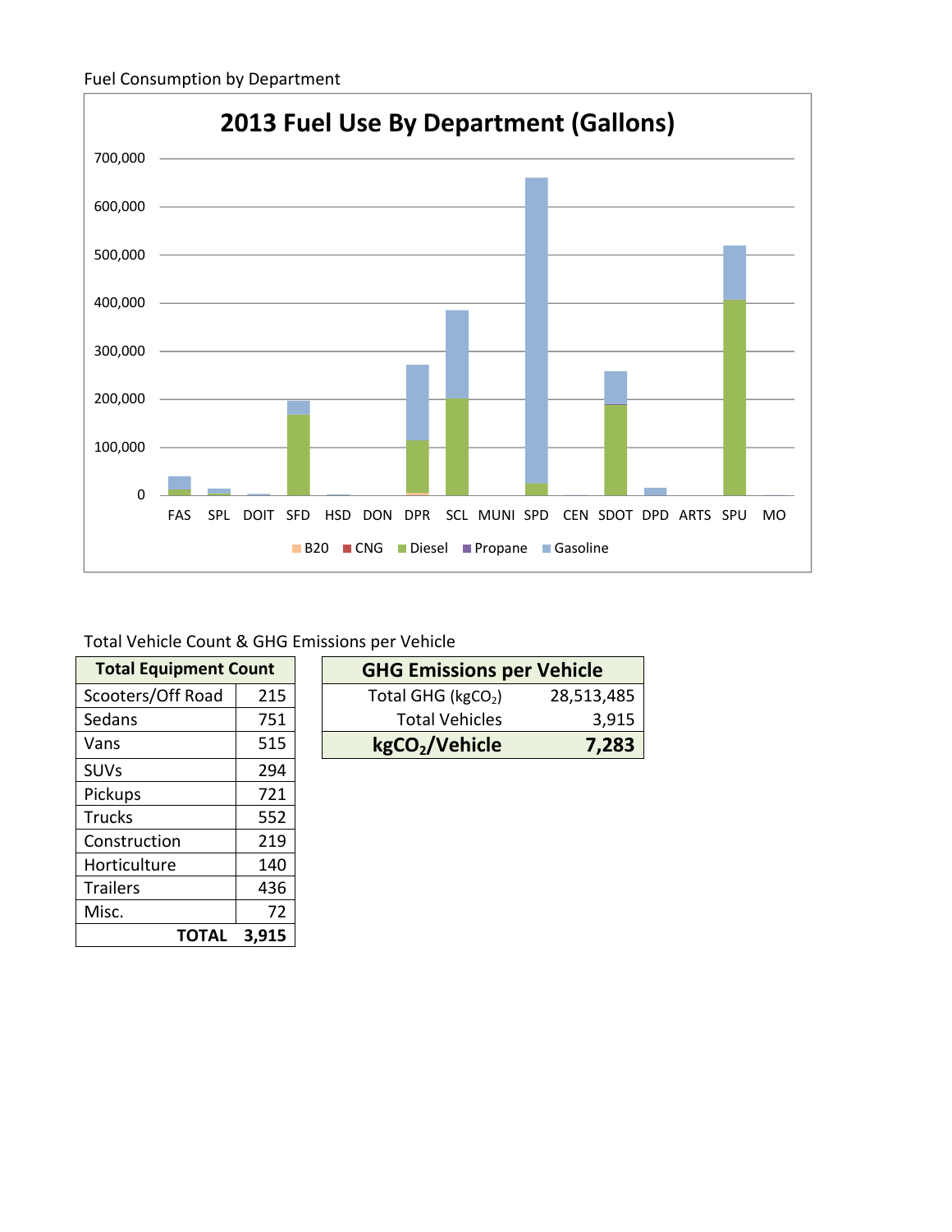Fuel Consumption by Department

**2013 Fuel Use By Department (Gallons)**

Legend: B20, CNG, Diesel, Propane, Gasoline

Departments: FAS, SPL, DOIT, SFD, HSD, DON, DPR, SCL, MUNI, SPD, CEN, SDOT, DPD, ARTS, SPU, MO

Y-axis: 0, 100,000, 200,000, 300,000, 400,000, 500,000, 600,000, 700,000

Total Vehicle Count & GHG Emissions per Vehicle

| Total Equipment Count | |
|---|---|
| Scooters/Off Road | 215 |
| Sedans | 751 |
| Vans | 515 |
| SUVs | 294 |
| Pickups | 721 |
| Trucks | 552 |
| Construction | 219 |
| Horticulture | 140 |
| Trailers | 436 |
| Misc. | 72 |
| **TOTAL** | **3,915** |

| GHG Emissions per Vehicle | |
|---|---|
| Total GHG (kg$CO_2$) | 28,513,485 |
| Total Vehicles | 3,915 |
| **kg$CO_2$/Vehicle** | **7,283** |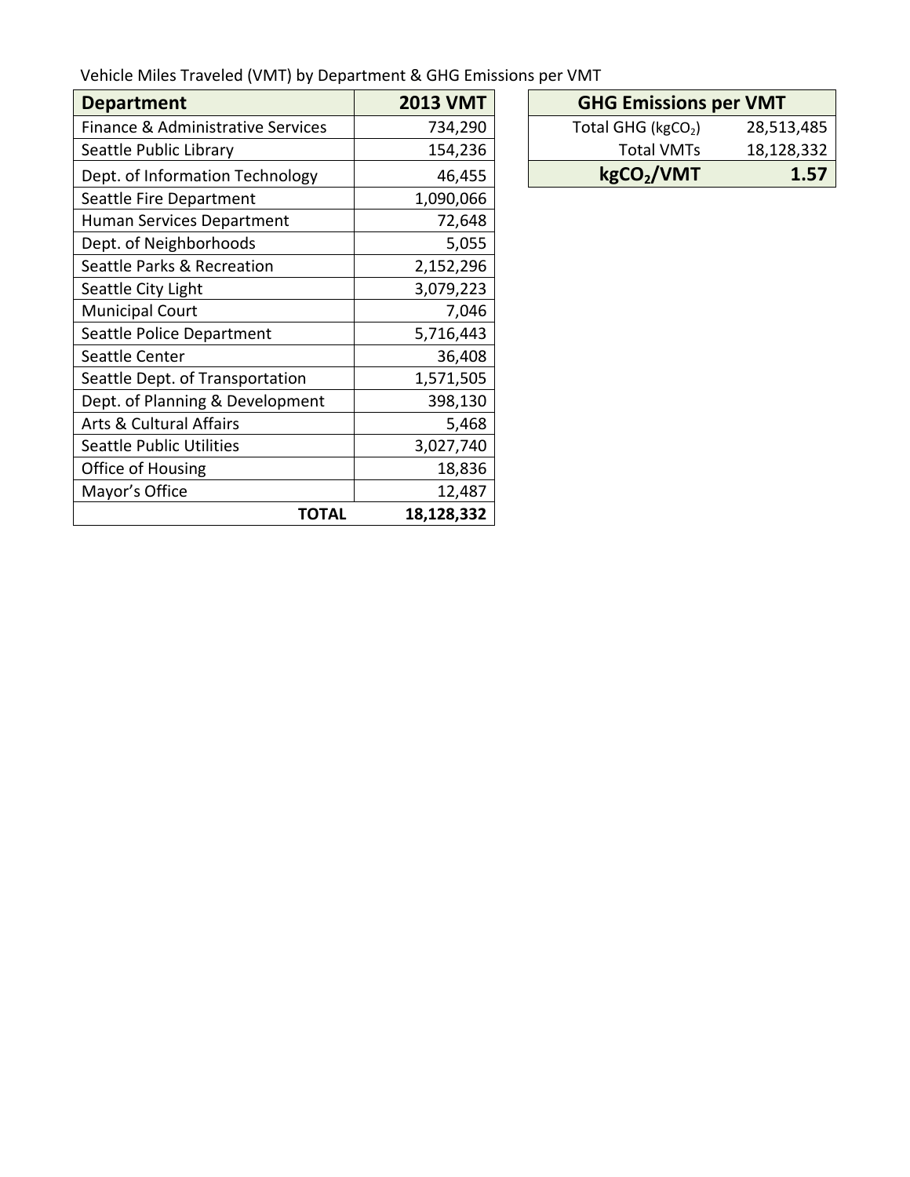Vehicle Miles Traveled (VMT) by Department & GHG Emissions per VMT

| Department | 2013 VMT |
|---|---|
| Finance & Administrative Services | 734,290 |
| Seattle Public Library | 154,236 |
| Dept. of Information Technology | 46,455 |
| Seattle Fire Department | 1,090,066 |
| Human Services Department | 72,648 |
| Dept. of Neighborhoods | 5,055 |
| Seattle Parks & Recreation | 2,152,296 |
| Seattle City Light | 3,079,223 |
| Municipal Court | 7,046 |
| Seattle Police Department | 5,716,443 |
| Seattle Center | 36,408 |
| Seattle Dept. of Transportation | 1,571,505 |
| Dept. of Planning & Development | 398,130 |
| Arts & Cultural Affairs | 5,468 |
| Seattle Public Utilities | 3,027,740 |
| Office of Housing | 18,836 |
| Mayor's Office | 12,487 |
| **TOTAL** | **18,128,332** |

| GHG Emissions per VMT | |
|---|---|
| Total GHG (kg$CO_2$) | 28,513,485 |
| Total VMTs | 18,128,332 |
| **kg$CO_2$/VMT** | **1.57** |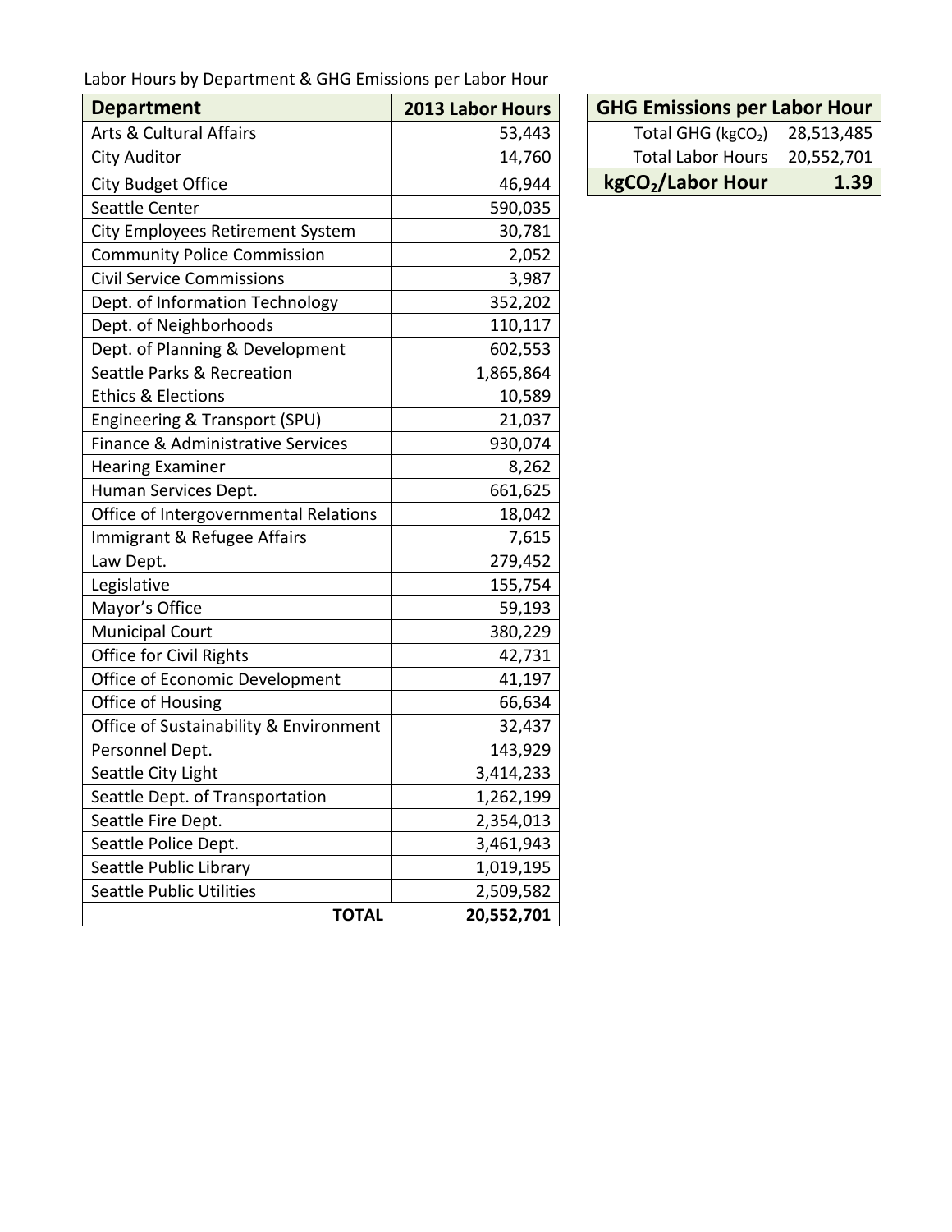Labor Hours by Department & GHG Emissions per Labor Hour

| Department | 2013 Labor Hours |
|---|---|
| Arts & Cultural Affairs | 53,443 |
| City Auditor | 14,760 |
| City Budget Office | 46,944 |
| Seattle Center | 590,035 |
| City Employees Retirement System | 30,781 |
| Community Police Commission | 2,052 |
| Civil Service Commissions | 3,987 |
| Dept. of Information Technology | 352,202 |
| Dept. of Neighborhoods | 110,117 |
| Dept. of Planning & Development | 602,553 |
| Seattle Parks & Recreation | 1,865,864 |
| Ethics & Elections | 10,589 |
| Engineering & Transport (SPU) | 21,037 |
| Finance & Administrative Services | 930,074 |
| Hearing Examiner | 8,262 |
| Human Services Dept. | 661,625 |
| Office of Intergovernmental Relations | 18,042 |
| Immigrant & Refugee Affairs | 7,615 |
| Law Dept. | 279,452 |
| Legislative | 155,754 |
| Mayor's Office | 59,193 |
| Municipal Court | 380,229 |
| Office for Civil Rights | 42,731 |
| Office of Economic Development | 41,197 |
| Office of Housing | 66,634 |
| Office of Sustainability & Environment | 32,437 |
| Personnel Dept. | 143,929 |
| Seattle City Light | 3,414,233 |
| Seattle Dept. of Transportation | 1,262,199 |
| Seattle Fire Dept. | 2,354,013 |
| Seattle Police Dept. | 3,461,943 |
| Seattle Public Library | 1,019,195 |
| Seattle Public Utilities | 2,509,582 |
| **TOTAL** | **20,552,701** |

| GHG Emissions per Labor Hour | |
|---|---|
| Total GHG (kg$CO_2$) | 28,513,485 |
| Total Labor Hours | 20,552,701 |
| **kg$CO_2$/Labor Hour** | **1.39** |